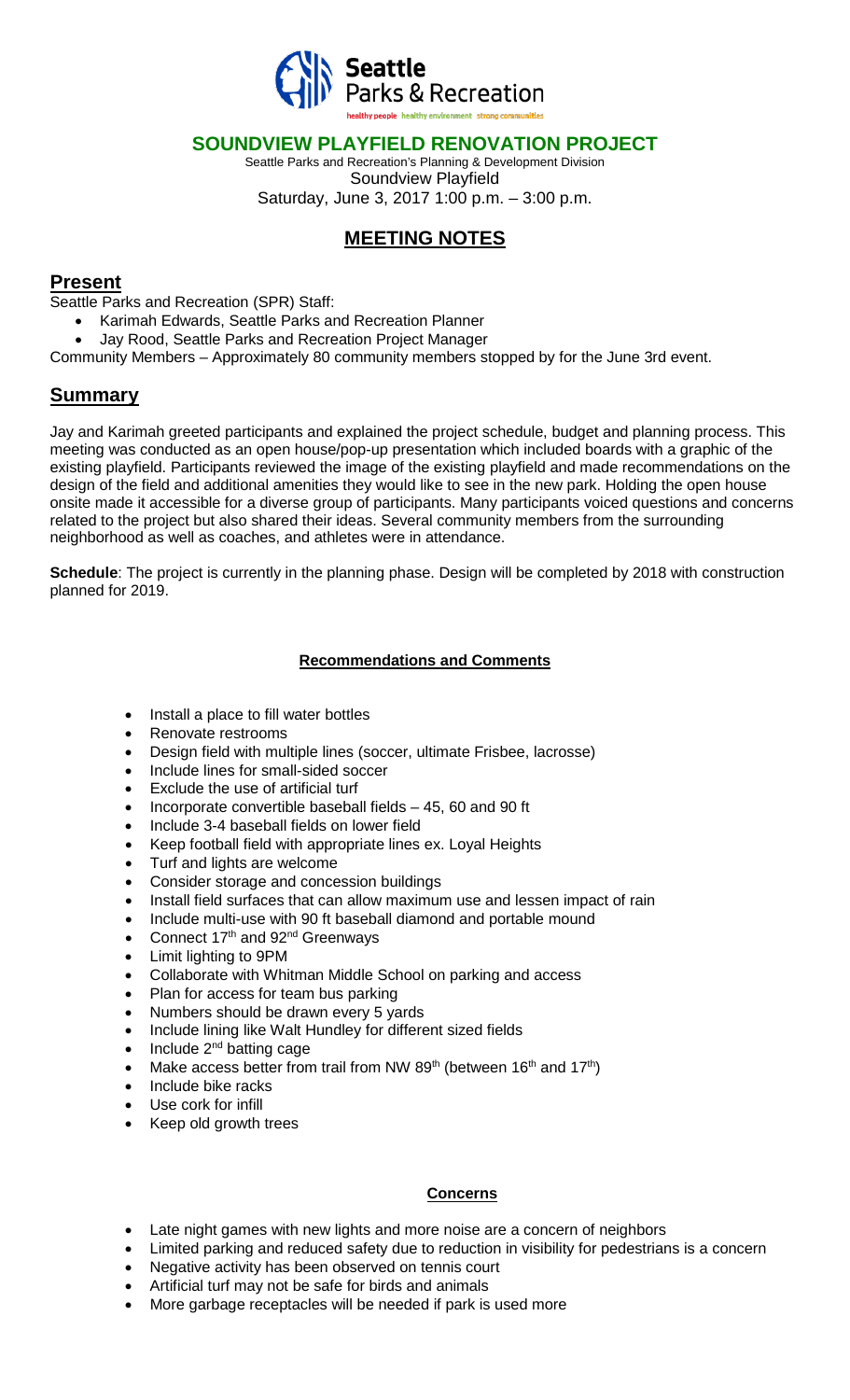Seattle Parks & Recreation

healthy people healthy environment strong communities

# SOUNDVIEW PLAYFIELD RENOVATION PROJECT

Seattle Parks and Recreation's Planning & Development Division
Soundview Playfield
Saturday, June 3, 2017 1:00 p.m. – 3:00 p.m.

## MEETING NOTES

## Present

Seattle Parks and Recreation (SPR) Staff:

- Karimah Edwards, Seattle Parks and Recreation Planner
- Jay Rood, Seattle Parks and Recreation Project Manager

Community Members – Approximately 80 community members stopped by for the June 3rd event.

## Summary

Jay and Karimah greeted participants and explained the project schedule, budget and planning process. This meeting was conducted as an open house/pop-up presentation which included boards with a graphic of the existing playfield. Participants reviewed the image of the existing playfield and made recommendations on the design of the field and additional amenities they would like to see in the new park. Holding the open house onsite made it accessible for a diverse group of participants. Many participants voiced questions and concerns related to the project but also shared their ideas. Several community members from the surrounding neighborhood as well as coaches, and athletes were in attendance.

**Schedule**: The project is currently in the planning phase. Design will be completed by 2018 with construction planned for 2019.

### Recommendations and Comments

- Install a place to fill water bottles
- Renovate restrooms
- Design field with multiple lines (soccer, ultimate Frisbee, lacrosse)
- Include lines for small-sided soccer
- Exclude the use of artificial turf
- Incorporate convertible baseball fields – 45, 60 and 90 ft
- Include 3-4 baseball fields on lower field
- Keep football field with appropriate lines ex. Loyal Heights
- Turf and lights are welcome
- Consider storage and concession buildings
- Install field surfaces that can allow maximum use and lessen impact of rain
- Include multi-use with 90 ft baseball diamond and portable mound
- Connect 17th and 92nd Greenways
- Limit lighting to 9PM
- Collaborate with Whitman Middle School on parking and access
- Plan for access for team bus parking
- Numbers should be drawn every 5 yards
- Include lining like Walt Hundley for different sized fields
- Include 2nd batting cage
- Make access better from trail from NW 89th (between 16th and 17th)
- Include bike racks
- Use cork for infill
- Keep old growth trees

### Concerns

- Late night games with new lights and more noise are a concern of neighbors
- Limited parking and reduced safety due to reduction in visibility for pedestrians is a concern
- Negative activity has been observed on tennis court
- Artificial turf may not be safe for birds and animals
- More garbage receptacles will be needed if park is used more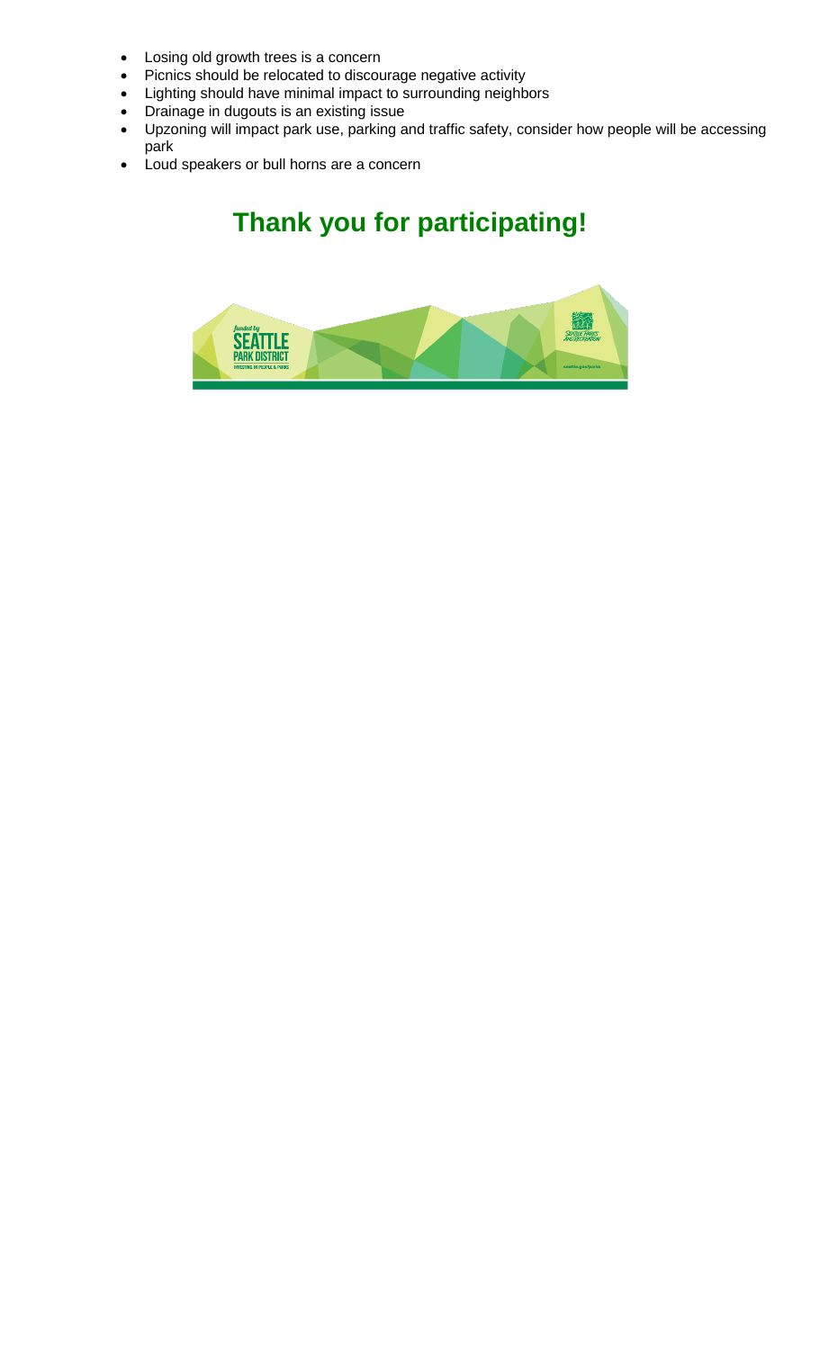- Losing old growth trees is a concern
- Picnics should be relocated to discourage negative activity
- Lighting should have minimal impact to surrounding neighbors
- Drainage in dugouts is an existing issue
- Upzoning will impact park use, parking and traffic safety, consider how people will be accessing park
- Loud speakers or bull horns are a concern

## Thank you for participating!

funded by
SEATTLE PARK DISTRICT
INVESTING IN PEOPLE & PARKS

Seattle Parks and Recreation
seattle.gov/parks